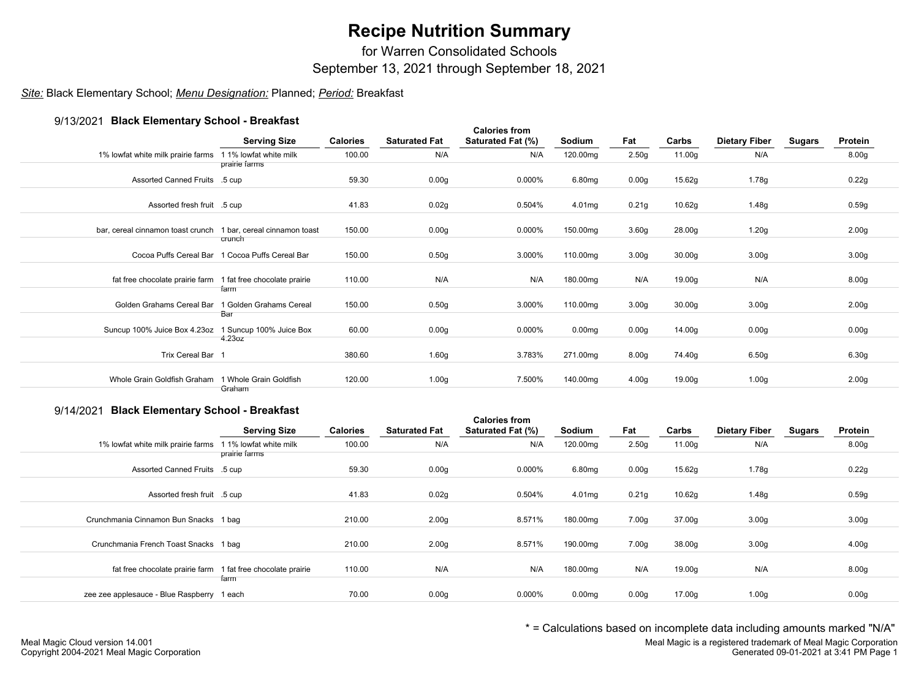# Recipe Nutrition Summary

for Warren Consolidated Schools

September 13, 2021 through September 18, 2021

*Site:* Black Elementary School; *Menu Designation:* Planned; *Period:* Breakfast

## 9/13/2021 Black Elementary School - Breakfast

| | Serving Size | Calories | Saturated Fat | Calories from Saturated Fat (%) | Sodium | Fat | Carbs | Dietary Fiber | Sugars | Protein |
|---|---|---|---|---|---|---|---|---|---|---|
| 1% lowfat white milk prairie farms | 1 1% lowfat white milk prairie farms | 100.00 | N/A | N/A | 120.00mg | 2.50g | 11.00g | N/A | | 8.00g |
| Assorted Canned Fruits | .5 cup | 59.30 | 0.00g | 0.000% | 6.80mg | 0.00g | 15.62g | 1.78g | | 0.22g |
| Assorted fresh fruit | .5 cup | 41.83 | 0.02g | 0.504% | 4.01mg | 0.21g | 10.62g | 1.48g | | 0.59g |
| bar, cereal cinnamon toast crunch | 1 bar, cereal cinnamon toast crunch | 150.00 | 0.00g | 0.000% | 150.00mg | 3.60g | 28.00g | 1.20g | | 2.00g |
| Cocoa Puffs Cereal Bar | 1 Cocoa Puffs Cereal Bar | 150.00 | 0.50g | 3.000% | 110.00mg | 3.00g | 30.00g | 3.00g | | 3.00g |
| fat free chocolate prairie farm | 1 fat free chocolate prairie farm | 110.00 | N/A | N/A | 180.00mg | N/A | 19.00g | N/A | | 8.00g |
| Golden Grahams Cereal Bar | 1 Golden Grahams Cereal Bar | 150.00 | 0.50g | 3.000% | 110.00mg | 3.00g | 30.00g | 3.00g | | 2.00g |
| Suncup 100% Juice Box 4.23oz | 1 Suncup 100% Juice Box 4.23oz | 60.00 | 0.00g | 0.000% | 0.00mg | 0.00g | 14.00g | 0.00g | | 0.00g |
| Trix Cereal Bar | 1 | 380.60 | 1.60g | 3.783% | 271.00mg | 8.00g | 74.40g | 6.50g | | 6.30g |
| Whole Grain Goldfish Graham | 1 Whole Grain Goldfish Graham | 120.00 | 1.00g | 7.500% | 140.00mg | 4.00g | 19.00g | 1.00g | | 2.00g |

## 9/14/2021 Black Elementary School - Breakfast

| | Serving Size | Calories | Saturated Fat | Calories from Saturated Fat (%) | Sodium | Fat | Carbs | Dietary Fiber | Sugars | Protein |
|---|---|---|---|---|---|---|---|---|---|---|
| 1% lowfat white milk prairie farms | 1 1% lowfat white milk prairie farms | 100.00 | N/A | N/A | 120.00mg | 2.50g | 11.00g | N/A | | 8.00g |
| Assorted Canned Fruits | .5 cup | 59.30 | 0.00g | 0.000% | 6.80mg | 0.00g | 15.62g | 1.78g | | 0.22g |
| Assorted fresh fruit | .5 cup | 41.83 | 0.02g | 0.504% | 4.01mg | 0.21g | 10.62g | 1.48g | | 0.59g |
| Crunchmania Cinnamon Bun Snacks | 1 bag | 210.00 | 2.00g | 8.571% | 180.00mg | 7.00g | 37.00g | 3.00g | | 3.00g |
| Crunchmania French Toast Snacks | 1 bag | 210.00 | 2.00g | 8.571% | 190.00mg | 7.00g | 38.00g | 3.00g | | 4.00g |
| fat free chocolate prairie farm | 1 fat free chocolate prairie farm | 110.00 | N/A | N/A | 180.00mg | N/A | 19.00g | N/A | | 8.00g |
| zee zee applesauce - Blue Raspberry | 1 each | 70.00 | 0.00g | 0.000% | 0.00mg | 0.00g | 17.00g | 1.00g | | 0.00g |

\* = Calculations based on incomplete data including amounts marked "N/A"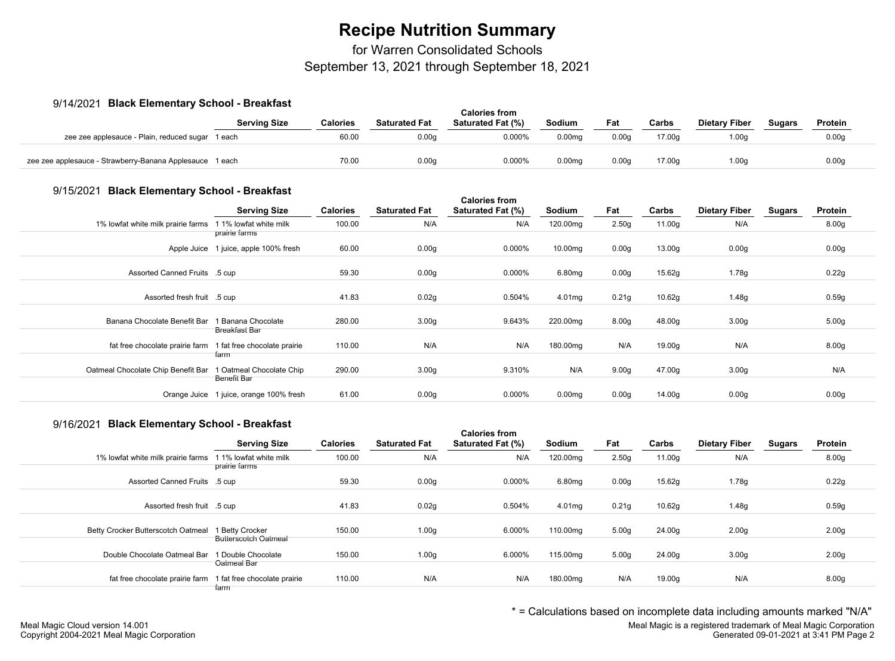# Recipe Nutrition Summary

for Warren Consolidated Schools

September 13, 2021 through September 18, 2021

## 9/14/2021 Black Elementary School - Breakfast

| | Serving Size | Calories | Saturated Fat | Calories from Saturated Fat (%) | Sodium | Fat | Carbs | Dietary Fiber | Sugars | Protein |
|---|---|---|---|---|---|---|---|---|---|---|
| zee zee applesauce - Plain, reduced sugar | 1 each | 60.00 | 0.00g | 0.000% | 0.00mg | 0.00g | 17.00g | 1.00g | | 0.00g |
| zee zee applesauce - Strawberry-Banana Applesauce | 1 each | 70.00 | 0.00g | 0.000% | 0.00mg | 0.00g | 17.00g | 1.00g | | 0.00g |

## 9/15/2021 Black Elementary School - Breakfast

| | Serving Size | Calories | Saturated Fat | Calories from Saturated Fat (%) | Sodium | Fat | Carbs | Dietary Fiber | Sugars | Protein |
|---|---|---|---|---|---|---|---|---|---|---|
| 1% lowfat white milk prairie farms | 1 1% lowfat white milk prairie farms | 100.00 | N/A | N/A | 120.00mg | 2.50g | 11.00g | N/A | | 8.00g |
| Apple Juice | 1 juice, apple 100% fresh | 60.00 | 0.00g | 0.000% | 10.00mg | 0.00g | 13.00g | 0.00g | | 0.00g |
| Assorted Canned Fruits | .5 cup | 59.30 | 0.00g | 0.000% | 6.80mg | 0.00g | 15.62g | 1.78g | | 0.22g |
| Assorted fresh fruit | .5 cup | 41.83 | 0.02g | 0.504% | 4.01mg | 0.21g | 10.62g | 1.48g | | 0.59g |
| Banana Chocolate Benefit Bar | 1 Banana Chocolate Breakfast Bar | 280.00 | 3.00g | 9.643% | 220.00mg | 8.00g | 48.00g | 3.00g | | 5.00g |
| fat free chocolate prairie farm | 1 fat free chocolate prairie farm | 110.00 | N/A | N/A | 180.00mg | N/A | 19.00g | N/A | | 8.00g |
| Oatmeal Chocolate Chip Benefit Bar | 1 Oatmeal Chocolate Chip Benefit Bar | 290.00 | 3.00g | 9.310% | N/A | 9.00g | 47.00g | 3.00g | | N/A |
| Orange Juice | 1 juice, orange 100% fresh | 61.00 | 0.00g | 0.000% | 0.00mg | 0.00g | 14.00g | 0.00g | | 0.00g |

## 9/16/2021 Black Elementary School - Breakfast

| | Serving Size | Calories | Saturated Fat | Calories from Saturated Fat (%) | Sodium | Fat | Carbs | Dietary Fiber | Sugars | Protein |
|---|---|---|---|---|---|---|---|---|---|---|
| 1% lowfat white milk prairie farms | 1 1% lowfat white milk prairie farms | 100.00 | N/A | N/A | 120.00mg | 2.50g | 11.00g | N/A | | 8.00g |
| Assorted Canned Fruits | .5 cup | 59.30 | 0.00g | 0.000% | 6.80mg | 0.00g | 15.62g | 1.78g | | 0.22g |
| Assorted fresh fruit | .5 cup | 41.83 | 0.02g | 0.504% | 4.01mg | 0.21g | 10.62g | 1.48g | | 0.59g |
| Betty Crocker Butterscotch Oatmeal | 1 Betty Crocker Butterscotch Oatmeal | 150.00 | 1.00g | 6.000% | 110.00mg | 5.00g | 24.00g | 2.00g | | 2.00g |
| Double Chocolate Oatmeal Bar | 1 Double Chocolate Oatmeal Bar | 150.00 | 1.00g | 6.000% | 115.00mg | 5.00g | 24.00g | 3.00g | | 2.00g |
| fat free chocolate prairie farm | 1 fat free chocolate prairie farm | 110.00 | N/A | N/A | 180.00mg | N/A | 19.00g | N/A | | 8.00g |

* = Calculations based on incomplete data including amounts marked "N/A"

Meal Magic Cloud version 14.001
Copyright 2004-2021 Meal Magic Corporation

Meal Magic is a registered trademark of Meal Magic Corporation
Generated 09-01-2021 at 3:41 PM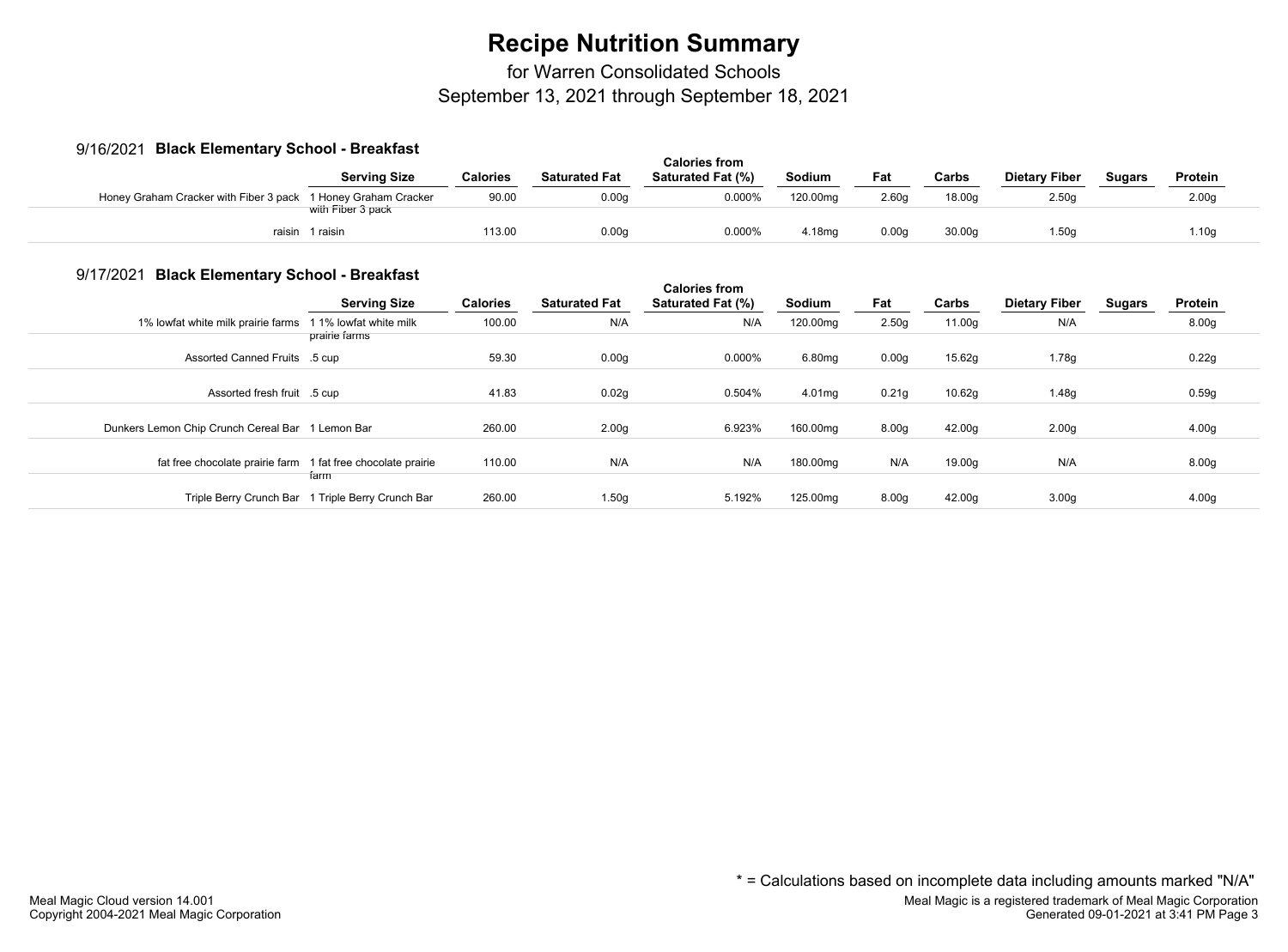# Recipe Nutrition Summary

for Warren Consolidated Schools

September 13, 2021 through September 18, 2021

## 9/16/2021 Black Elementary School - Breakfast

| | Serving Size | Calories | Saturated Fat | Calories from Saturated Fat (%) | Sodium | Fat | Carbs | Dietary Fiber | Sugars | Protein |
|---|---|---|---|---|---|---|---|---|---|---|
| Honey Graham Cracker with Fiber 3 pack | 1 Honey Graham Cracker with Fiber 3 pack | 90.00 | 0.00g | 0.000% | 120.00mg | 2.60g | 18.00g | 2.50g | | 2.00g |
| raisin | 1 raisin | 113.00 | 0.00g | 0.000% | 4.18mg | 0.00g | 30.00g | 1.50g | | 1.10g |

## 9/17/2021 Black Elementary School - Breakfast

| | Serving Size | Calories | Saturated Fat | Calories from Saturated Fat (%) | Sodium | Fat | Carbs | Dietary Fiber | Sugars | Protein |
|---|---|---|---|---|---|---|---|---|---|---|
| 1% lowfat white milk prairie farms | 1 1% lowfat white milk prairie farms | 100.00 | N/A | N/A | 120.00mg | 2.50g | 11.00g | N/A | | 8.00g |
| Assorted Canned Fruits | .5 cup | 59.30 | 0.00g | 0.000% | 6.80mg | 0.00g | 15.62g | 1.78g | | 0.22g |
| Assorted fresh fruit | .5 cup | 41.83 | 0.02g | 0.504% | 4.01mg | 0.21g | 10.62g | 1.48g | | 0.59g |
| Dunkers Lemon Chip Crunch Cereal Bar | 1 Lemon Bar | 260.00 | 2.00g | 6.923% | 160.00mg | 8.00g | 42.00g | 2.00g | | 4.00g |
| fat free chocolate prairie farm | 1 fat free chocolate prairie farm | 110.00 | N/A | N/A | 180.00mg | N/A | 19.00g | N/A | | 8.00g |
| Triple Berry Crunch Bar | 1 Triple Berry Crunch Bar | 260.00 | 1.50g | 5.192% | 125.00mg | 8.00g | 42.00g | 3.00g | | 4.00g |

* = Calculations based on incomplete data including amounts marked "N/A"

Meal Magic Cloud version 14.001
Copyright 2004-2021 Meal Magic Corporation

Meal Magic is a registered trademark of Meal Magic Corporation
Generated 09-01-2021 at 3:41 PM